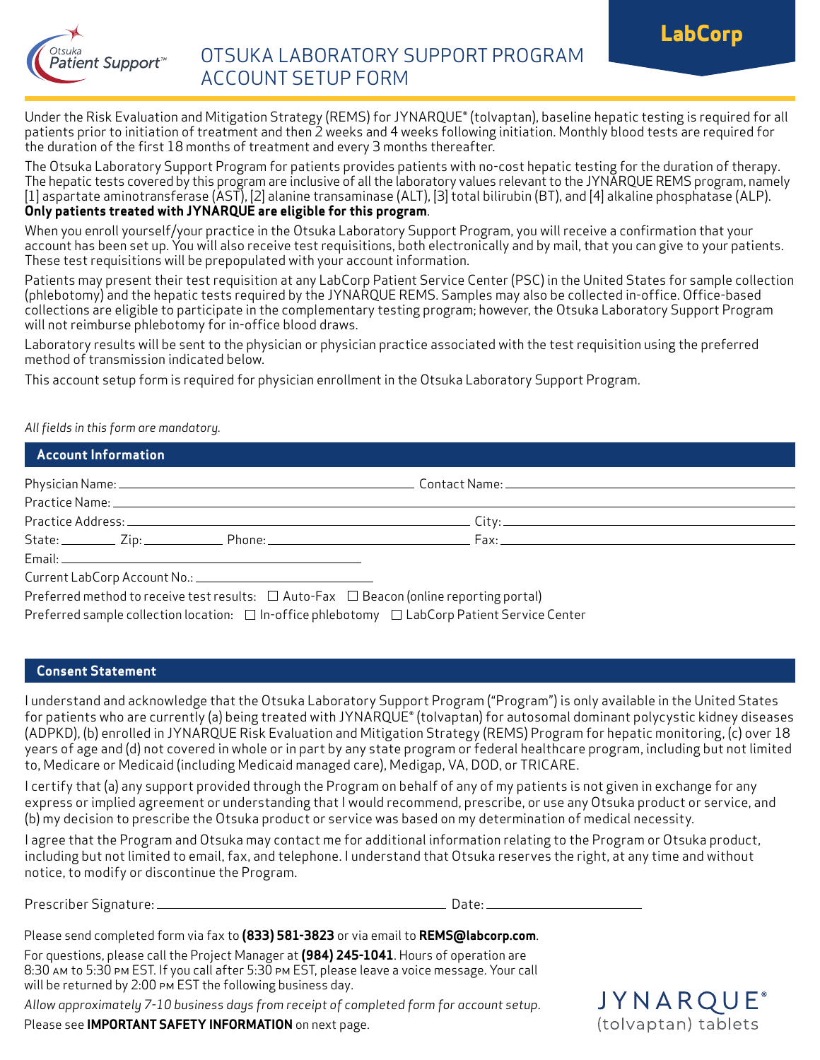# OTSUKA LABORATORY SUPPORT PROGRAM ACCOUNT SETUP FORM

LabCorp

Under the Risk Evaluation and Mitigation Strategy (REMS) for JYNARQUE® (tolvaptan), baseline hepatic testing is required for all patients prior to initiation of treatment and then 2 weeks and 4 weeks following initiation. Monthly blood tests are required for the duration of the first 18 months of treatment and every 3 months thereafter.

The Otsuka Laboratory Support Program for patients provides patients with no-cost hepatic testing for the duration of therapy. The hepatic tests covered by this program are inclusive of all the laboratory values relevant to the JYNARQUE REMS program, namely [1] aspartate aminotransferase (AST), [2] alanine transaminase (ALT), [3] total bilirubin (BT), and [4] alkaline phosphatase (ALP). **Only patients treated with JYNARQUE are eligible for this program**.

When you enroll yourself/your practice in the Otsuka Laboratory Support Program, you will receive a confirmation that your account has been set up. You will also receive test requisitions, both electronically and by mail, that you can give to your patients. These test requisitions will be prepopulated with your account information.

Patients may present their test requisition at any LabCorp Patient Service Center (PSC) in the United States for sample collection (phlebotomy) and the hepatic tests required by the JYNARQUE REMS. Samples may also be collected in-office. Office-based collections are eligible to participate in the complementary testing program; however, the Otsuka Laboratory Support Program will not reimburse phlebotomy for in-office blood draws.

Laboratory results will be sent to the physician or physician practice associated with the test requisition using the preferred method of transmission indicated below.

This account setup form is required for physician enrollment in the Otsuka Laboratory Support Program.

*All fields in this form are mandatory.*

## Account Information

Physician Name: ______________________ Contact Name: ______________________

Practice Name: ______________________

Practice Address: ______________________ City: ______________________

State: ________ Zip: ________ Phone: ______________________ Fax: ______________________

Email: ______________________

Current LabCorp Account No.: ______________________

Preferred method to receive test results: ☐ Auto-Fax ☐ Beacon (online reporting portal)

Preferred sample collection location: ☐ In-office phlebotomy ☐ LabCorp Patient Service Center

## Consent Statement

I understand and acknowledge that the Otsuka Laboratory Support Program ("Program") is only available in the United States for patients who are currently (a) being treated with JYNARQUE® (tolvaptan) for autosomal dominant polycystic kidney diseases (ADPKD), (b) enrolled in JYNARQUE Risk Evaluation and Mitigation Strategy (REMS) Program for hepatic monitoring, (c) over 18 years of age and (d) not covered in whole or in part by any state program or federal healthcare program, including but not limited to, Medicare or Medicaid (including Medicaid managed care), Medigap, VA, DOD, or TRICARE.

I certify that (a) any support provided through the Program on behalf of any of my patients is not given in exchange for any express or implied agreement or understanding that I would recommend, prescribe, or use any Otsuka product or service, and (b) my decision to prescribe the Otsuka product or service was based on my determination of medical necessity.

I agree that the Program and Otsuka may contact me for additional information relating to the Program or Otsuka product, including but not limited to email, fax, and telephone. I understand that Otsuka reserves the right, at any time and without notice, to modify or discontinue the Program.

Prescriber Signature: ______________________ Date: ______________

Please send completed form via fax to **(833) 581-3823** or via email to **REMS@labcorp.com**.

For questions, please call the Project Manager at **(984) 245-1041**. Hours of operation are 8:30 AM to 5:30 PM EST. If you call after 5:30 PM EST, please leave a voice message. Your call will be returned by 2:00 PM EST the following business day.

*Allow approximately 7-10 business days from receipt of completed form for account setup.*

Please see **IMPORTANT SAFETY INFORMATION** on next page.

JYNARQUE® (tolvaptan) tablets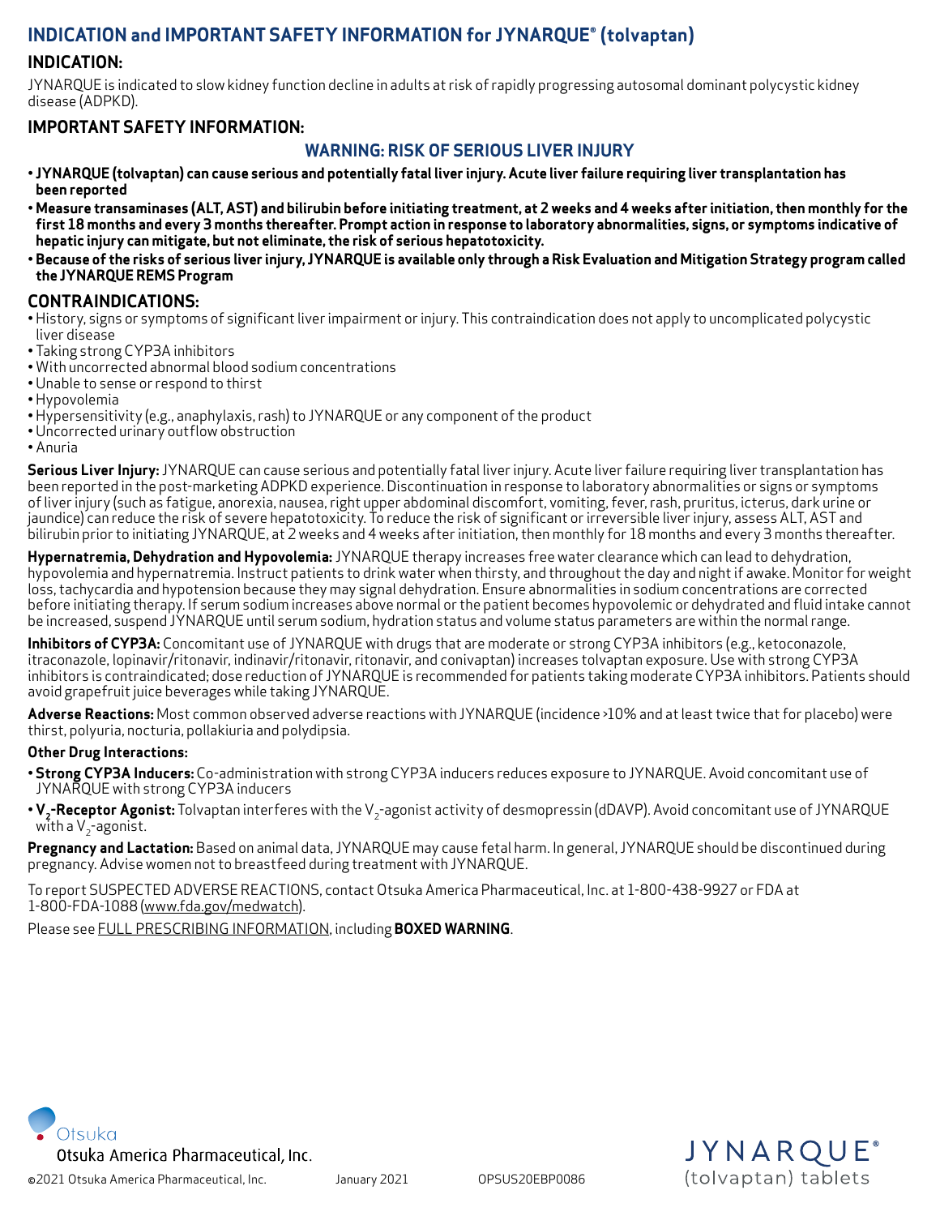# INDICATION and IMPORTANT SAFETY INFORMATION for JYNARQUE® (tolvaptan)

## INDICATION:

JYNARQUE is indicated to slow kidney function decline in adults at risk of rapidly progressing autosomal dominant polycystic kidney disease (ADPKD).

## IMPORTANT SAFETY INFORMATION:

### WARNING: RISK OF SERIOUS LIVER INJURY

- **JYNARQUE (tolvaptan) can cause serious and potentially fatal liver injury. Acute liver failure requiring liver transplantation has been reported**
- **Measure transaminases (ALT, AST) and bilirubin before initiating treatment, at 2 weeks and 4 weeks after initiation, then monthly for the first 18 months and every 3 months thereafter. Prompt action in response to laboratory abnormalities, signs, or symptoms indicative of hepatic injury can mitigate, but not eliminate, the risk of serious hepatotoxicity.**
- **Because of the risks of serious liver injury, JYNARQUE is available only through a Risk Evaluation and Mitigation Strategy program called the JYNARQUE REMS Program**

## CONTRAINDICATIONS:

- History, signs or symptoms of significant liver impairment or injury. This contraindication does not apply to uncomplicated polycystic liver disease
- Taking strong CYP3A inhibitors
- With uncorrected abnormal blood sodium concentrations
- Unable to sense or respond to thirst
- Hypovolemia
- Hypersensitivity (e.g., anaphylaxis, rash) to JYNARQUE or any component of the product
- Uncorrected urinary outflow obstruction
- Anuria

**Serious Liver Injury:** JYNARQUE can cause serious and potentially fatal liver injury. Acute liver failure requiring liver transplantation has been reported in the post-marketing ADPKD experience. Discontinuation in response to laboratory abnormalities or signs or symptoms of liver injury (such as fatigue, anorexia, nausea, right upper abdominal discomfort, vomiting, fever, rash, pruritus, icterus, dark urine or jaundice) can reduce the risk of severe hepatotoxicity. To reduce the risk of significant or irreversible liver injury, assess ALT, AST and bilirubin prior to initiating JYNARQUE, at 2 weeks and 4 weeks after initiation, then monthly for 18 months and every 3 months thereafter.

**Hypernatremia, Dehydration and Hypovolemia:** JYNARQUE therapy increases free water clearance which can lead to dehydration, hypovolemia and hypernatremia. Instruct patients to drink water when thirsty, and throughout the day and night if awake. Monitor for weight loss, tachycardia and hypotension because they may signal dehydration. Ensure abnormalities in sodium concentrations are corrected before initiating therapy. If serum sodium increases above normal or the patient becomes hypovolemic or dehydrated and fluid intake cannot be increased, suspend JYNARQUE until serum sodium, hydration status and volume status parameters are within the normal range.

**Inhibitors of CYP3A:** Concomitant use of JYNARQUE with drugs that are moderate or strong CYP3A inhibitors (e.g., ketoconazole, itraconazole, lopinavir/ritonavir, indinavir/ritonavir, ritonavir, and conivaptan) increases tolvaptan exposure. Use with strong CYP3A inhibitors is contraindicated; dose reduction of JYNARQUE is recommended for patients taking moderate CYP3A inhibitors. Patients should avoid grapefruit juice beverages while taking JYNARQUE.

**Adverse Reactions:** Most common observed adverse reactions with JYNARQUE (incidence >10% and at least twice that for placebo) were thirst, polyuria, nocturia, pollakiuria and polydipsia.

**Other Drug Interactions:**

- **Strong CYP3A Inducers:** Co-administration with strong CYP3A inducers reduces exposure to JYNARQUE. Avoid concomitant use of JYNARQUE with strong CYP3A inducers
- **$V_2$-Receptor Agonist:** Tolvaptan interferes with the $V_2$-agonist activity of desmopressin (dDAVP). Avoid concomitant use of JYNARQUE with a $V_2$-agonist.

**Pregnancy and Lactation:** Based on animal data, JYNARQUE may cause fetal harm. In general, JYNARQUE should be discontinued during pregnancy. Advise women not to breastfeed during treatment with JYNARQUE.

To report SUSPECTED ADVERSE REACTIONS, contact Otsuka America Pharmaceutical, Inc. at 1-800-438-9927 or FDA at 1-800-FDA-1088 (www.fda.gov/medwatch).

Please see FULL PRESCRIBING INFORMATION, including **BOXED WARNING**.

Otsuka

Otsuka America Pharmaceutical, Inc.

©2021 Otsuka America Pharmaceutical, Inc. January 2021 OPSUS20EBP0086

JYNARQUE® (tolvaptan) tablets